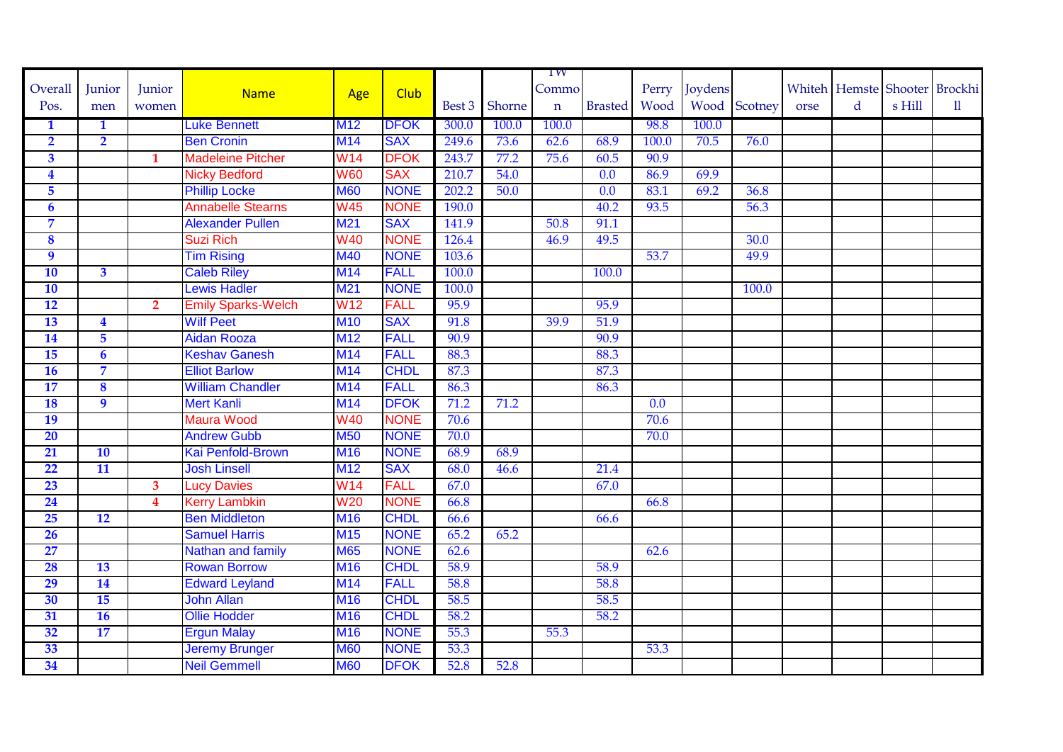| Overall Pos. | Junior men | Junior women | Name | Age | Club | Best 3 | Shorne | TW Common | Brasted | Perry Wood | Joydens Wood | Scotney | Whitehorse | Hemsted | Shooters Hill | Brockhill |
|---|---|---|---|---|---|---|---|---|---|---|---|---|---|---|---|---|
| 1 | 1 | | Luke Bennett | M12 | DFOK | 300.0 | 100.0 | 100.0 | | 98.8 | 100.0 | | | | | |
| 2 | 2 | | Ben Cronin | M14 | SAX | 249.6 | 73.6 | 62.6 | 68.9 | 100.0 | 70.5 | 76.0 | | | | |
| 3 | | 1 | Madeleine Pitcher | W14 | DFOK | 243.7 | 77.2 | 75.6 | 60.5 | 90.9 | | | | | | |
| 4 | | | Nicky Bedford | W60 | SAX | 210.7 | 54.0 | | 0.0 | 86.9 | 69.9 | | | | | |
| 5 | | | Phillip Locke | M60 | NONE | 202.2 | 50.0 | | 0.0 | 83.1 | 69.2 | 36.8 | | | | |
| 6 | | | Annabelle Stearns | W45 | NONE | 190.0 | | | 40.2 | 93.5 | | 56.3 | | | | |
| 7 | | | Alexander Pullen | M21 | SAX | 141.9 | | 50.8 | 91.1 | | | | | | | |
| 8 | | | Suzi Rich | W40 | NONE | 126.4 | | 46.9 | 49.5 | | | 30.0 | | | | |
| 9 | | | Tim Rising | M40 | NONE | 103.6 | | | | 53.7 | | 49.9 | | | | |
| 10 | 3 | | Caleb Riley | M14 | FALL | 100.0 | | | 100.0 | | | | | | | |
| 10 | | | Lewis Hadler | M21 | NONE | 100.0 | | | | | | 100.0 | | | | |
| 12 | | 2 | Emily Sparks-Welch | W12 | FALL | 95.9 | | | 95.9 | | | | | | | |
| 13 | 4 | | Wilf Peet | M10 | SAX | 91.8 | | 39.9 | 51.9 | | | | | | | |
| 14 | 5 | | Aidan Rooza | M12 | FALL | 90.9 | | | 90.9 | | | | | | | |
| 15 | 6 | | Keshav Ganesh | M14 | FALL | 88.3 | | | 88.3 | | | | | | | |
| 16 | 7 | | Elliot Barlow | M14 | CHDL | 87.3 | | | 87.3 | | | | | | | |
| 17 | 8 | | William Chandler | M14 | FALL | 86.3 | | | 86.3 | | | | | | | |
| 18 | 9 | | Mert Kanli | M14 | DFOK | 71.2 | 71.2 | | | 0.0 | | | | | | |
| 19 | | | Maura Wood | W40 | NONE | 70.6 | | | | 70.6 | | | | | | |
| 20 | | | Andrew Gubb | M50 | NONE | 70.0 | | | | 70.0 | | | | | | |
| 21 | 10 | | Kai Penfold-Brown | M16 | NONE | 68.9 | 68.9 | | | | | | | | | |
| 22 | 11 | | Josh Linsell | M12 | SAX | 68.0 | 46.6 | | 21.4 | | | | | | | |
| 23 | | 3 | Lucy Davies | W14 | FALL | 67.0 | | | 67.0 | | | | | | | |
| 24 | | 4 | Kerry Lambkin | W20 | NONE | 66.8 | | | | 66.8 | | | | | | |
| 25 | 12 | | Ben Middleton | M16 | CHDL | 66.6 | | | 66.6 | | | | | | | |
| 26 | | | Samuel Harris | M15 | NONE | 65.2 | 65.2 | | | | | | | | | |
| 27 | | | Nathan and family | M65 | NONE | 62.6 | | | | 62.6 | | | | | | |
| 28 | 13 | | Rowan Borrow | M16 | CHDL | 58.9 | | | 58.9 | | | | | | | |
| 29 | 14 | | Edward Leyland | M14 | FALL | 58.8 | | | 58.8 | | | | | | | |
| 30 | 15 | | John Allan | M16 | CHDL | 58.5 | | | 58.5 | | | | | | | |
| 31 | 16 | | Ollie Hodder | M16 | CHDL | 58.2 | | | 58.2 | | | | | | | |
| 32 | 17 | | Ergun Malay | M16 | NONE | 55.3 | | 55.3 | | | | | | | | |
| 33 | | | Jeremy Brunger | M60 | NONE | 53.3 | | | | 53.3 | | | | | | |
| 34 | | | Neil Gemmell | M60 | DFOK | 52.8 | 52.8 | | | | | | | | | |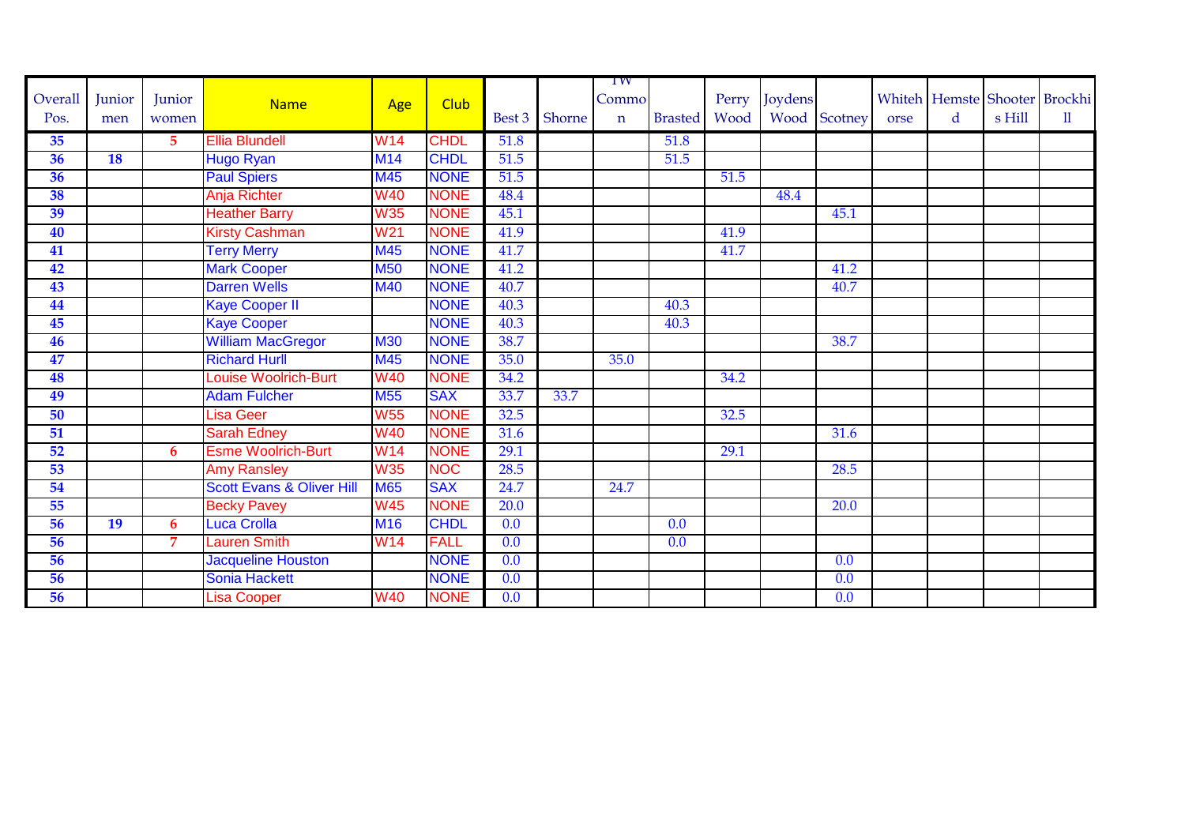| Overall Pos. | Junior men | Junior women | Name | Age | Club | Best 3 | Shorne | TW Common | Brasted | Perry Wood | Joydens Wood | Scotney | Whitehorse | Hemsted | Shooters Hill | Brockhill |
|---|---|---|---|---|---|---|---|---|---|---|---|---|---|---|---|---|
| 35 | | 5 | Ellia Blundell | W14 | CHDL | 51.8 | | | 51.8 | | | | | | | |
| 36 | 18 | | Hugo Ryan | M14 | CHDL | 51.5 | | | 51.5 | | | | | | | |
| 36 | | | Paul Spiers | M45 | NONE | 51.5 | | | | 51.5 | | | | | | |
| 38 | | | Anja Richter | W40 | NONE | 48.4 | | | | | 48.4 | | | | | |
| 39 | | | Heather Barry | W35 | NONE | 45.1 | | | | | | 45.1 | | | | |
| 40 | | | Kirsty Cashman | W21 | NONE | 41.9 | | | | 41.9 | | | | | | |
| 41 | | | Terry Merry | M45 | NONE | 41.7 | | | | 41.7 | | | | | | |
| 42 | | | Mark Cooper | M50 | NONE | 41.2 | | | | | | 41.2 | | | | |
| 43 | | | Darren Wells | M40 | NONE | 40.7 | | | | | | 40.7 | | | | |
| 44 | | | Kaye Cooper II | | NONE | 40.3 | | | 40.3 | | | | | | | |
| 45 | | | Kaye Cooper | | NONE | 40.3 | | | 40.3 | | | | | | | |
| 46 | | | William MacGregor | M30 | NONE | 38.7 | | | | | | 38.7 | | | | |
| 47 | | | Richard Hurll | M45 | NONE | 35.0 | | 35.0 | | | | | | | | |
| 48 | | | Louise Woolrich-Burt | W40 | NONE | 34.2 | | | | 34.2 | | | | | | |
| 49 | | | Adam Fulcher | M55 | SAX | 33.7 | 33.7 | | | | | | | | | |
| 50 | | | Lisa Geer | W55 | NONE | 32.5 | | | | 32.5 | | | | | | |
| 51 | | | Sarah Edney | W40 | NONE | 31.6 | | | | | | 31.6 | | | | |
| 52 | | 6 | Esme Woolrich-Burt | W14 | NONE | 29.1 | | | | 29.1 | | | | | | |
| 53 | | | Amy Ransley | W35 | NOC | 28.5 | | | | | | 28.5 | | | | |
| 54 | | | Scott Evans & Oliver Hill | M65 | SAX | 24.7 | | 24.7 | | | | | | | | |
| 55 | | | Becky Pavey | W45 | NONE | 20.0 | | | | | | 20.0 | | | | |
| 56 | 19 | 6 | Luca Crolla | M16 | CHDL | 0.0 | | | 0.0 | | | | | | | |
| 56 | | 7 | Lauren Smith | W14 | FALL | 0.0 | | | 0.0 | | | | | | | |
| 56 | | | Jacqueline Houston | | NONE | 0.0 | | | | | | 0.0 | | | | |
| 56 | | | Sonia Hackett | | NONE | 0.0 | | | | | | 0.0 | | | | |
| 56 | | | Lisa Cooper | W40 | NONE | 0.0 | | | | | | 0.0 | | | | |